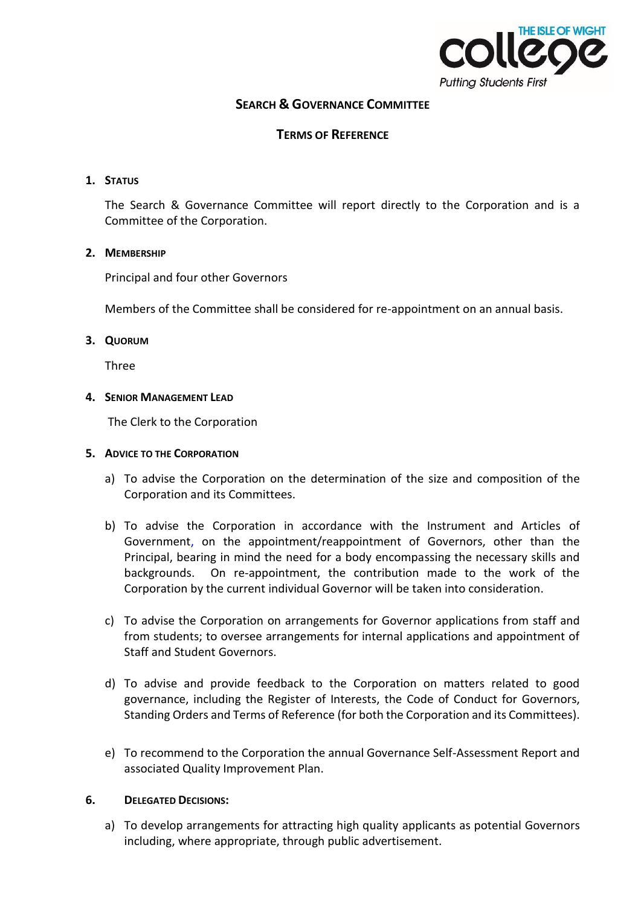# SEARCH & GOVERNANCE COMMITTEE

## TERMS OF REFERENCE

### 1. STATUS

The Search & Governance Committee will report directly to the Corporation and is a Committee of the Corporation.

### 2. MEMBERSHIP

Principal and four other Governors

Members of the Committee shall be considered for re-appointment on an annual basis.

### 3. QUORUM

Three

### 4. SENIOR MANAGEMENT LEAD

The Clerk to the Corporation

### 5. ADVICE TO THE CORPORATION

a) To advise the Corporation on the determination of the size and composition of the Corporation and its Committees.

b) To advise the Corporation in accordance with the Instrument and Articles of Government, on the appointment/reappointment of Governors, other than the Principal, bearing in mind the need for a body encompassing the necessary skills and backgrounds. On re-appointment, the contribution made to the work of the Corporation by the current individual Governor will be taken into consideration.

c) To advise the Corporation on arrangements for Governor applications from staff and from students; to oversee arrangements for internal applications and appointment of Staff and Student Governors.

d) To advise and provide feedback to the Corporation on matters related to good governance, including the Register of Interests, the Code of Conduct for Governors, Standing Orders and Terms of Reference (for both the Corporation and its Committees).

e) To recommend to the Corporation the annual Governance Self-Assessment Report and associated Quality Improvement Plan.

### 6. DELEGATED DECISIONS:

a) To develop arrangements for attracting high quality applicants as potential Governors including, where appropriate, through public advertisement.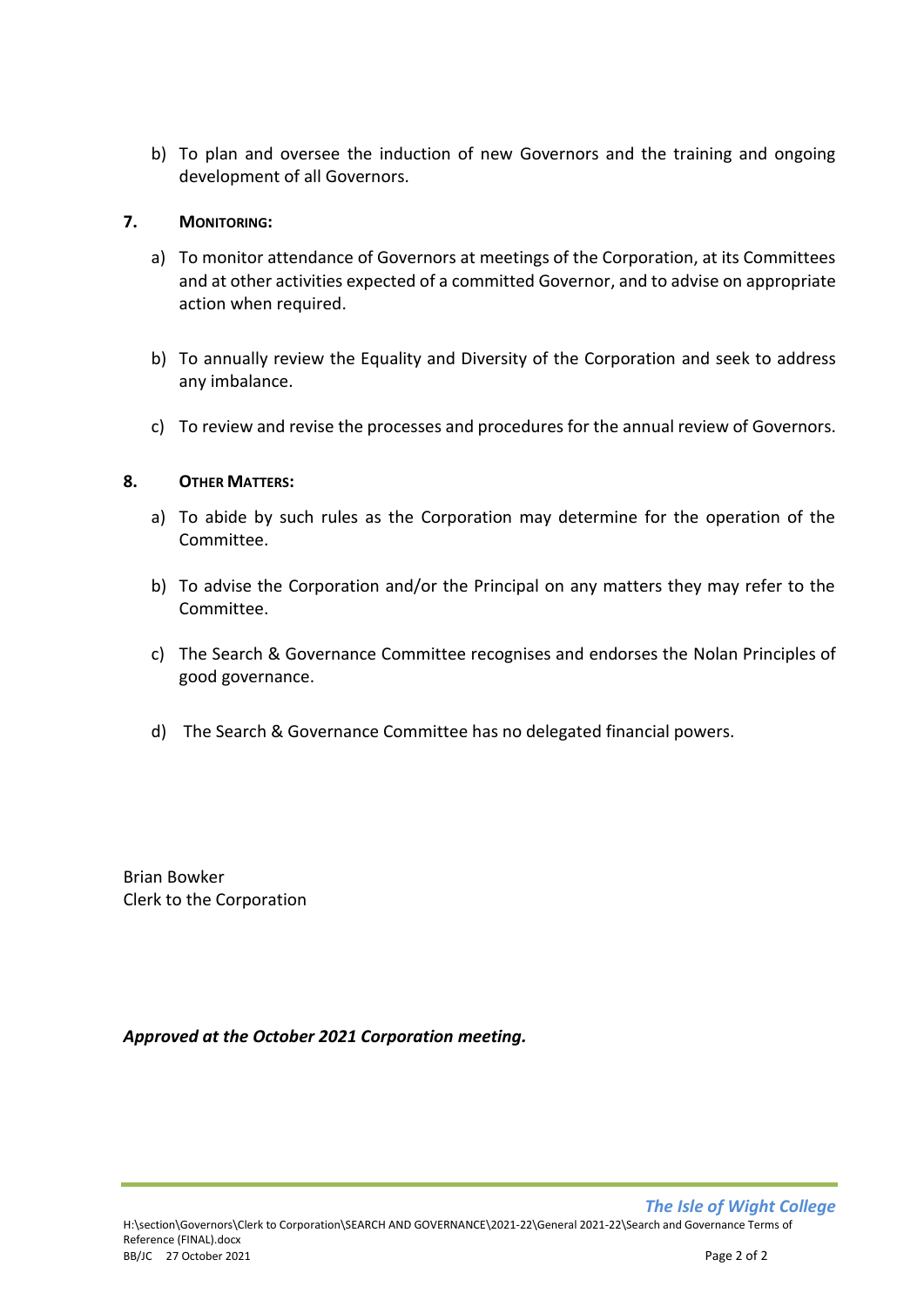b) To plan and oversee the induction of new Governors and the training and ongoing development of all Governors.

### 7. MONITORING:

a) To monitor attendance of Governors at meetings of the Corporation, at its Committees and at other activities expected of a committed Governor, and to advise on appropriate action when required.

b) To annually review the Equality and Diversity of the Corporation and seek to address any imbalance.

c) To review and revise the processes and procedures for the annual review of Governors.

### 8. OTHER MATTERS:

a) To abide by such rules as the Corporation may determine for the operation of the Committee.

b) To advise the Corporation and/or the Principal on any matters they may refer to the Committee.

c) The Search & Governance Committee recognises and endorses the Nolan Principles of good governance.

d) The Search & Governance Committee has no delegated financial powers.

Brian Bowker
Clerk to the Corporation

***Approved at the October 2021 Corporation meeting.***